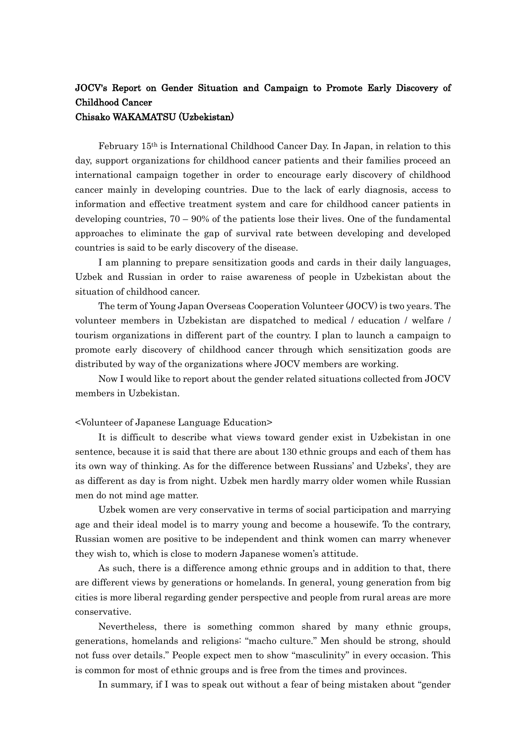# JOCV's Report on Gender Situation and Campaign to Promote Early Discovery of Childhood Cancer

## Chisako WAKAMATSU (Uzbekistan)

February 15th is International Childhood Cancer Day. In Japan, in relation to this day, support organizations for childhood cancer patients and their families proceed an international campaign together in order to encourage early discovery of childhood cancer mainly in developing countries. Due to the lack of early diagnosis, access to information and effective treatment system and care for childhood cancer patients in developing countries, 70 – 90% of the patients lose their lives. One of the fundamental approaches to eliminate the gap of survival rate between developing and developed countries is said to be early discovery of the disease.

I am planning to prepare sensitization goods and cards in their daily languages, Uzbek and Russian in order to raise awareness of people in Uzbekistan about the situation of childhood cancer.

The term of Young Japan Overseas Cooperation Volunteer (JOCV) is two years. The volunteer members in Uzbekistan are dispatched to medical / education / welfare / tourism organizations in different part of the country. I plan to launch a campaign to promote early discovery of childhood cancer through which sensitization goods are distributed by way of the organizations where JOCV members are working.

Now I would like to report about the gender related situations collected from JOCV members in Uzbekistan.

<Volunteer of Japanese Language Education>

It is difficult to describe what views toward gender exist in Uzbekistan in one sentence, because it is said that there are about 130 ethnic groups and each of them has its own way of thinking. As for the difference between Russians' and Uzbeks', they are as different as day is from night. Uzbek men hardly marry older women while Russian men do not mind age matter.

Uzbek women are very conservative in terms of social participation and marrying age and their ideal model is to marry young and become a housewife. To the contrary, Russian women are positive to be independent and think women can marry whenever they wish to, which is close to modern Japanese women's attitude.

As such, there is a difference among ethnic groups and in addition to that, there are different views by generations or homelands. In general, young generation from big cities is more liberal regarding gender perspective and people from rural areas are more conservative.

Nevertheless, there is something common shared by many ethnic groups, generations, homelands and religions: "macho culture." Men should be strong, should not fuss over details." People expect men to show "masculinity" in every occasion. This is common for most of ethnic groups and is free from the times and provinces.

In summary, if I was to speak out without a fear of being mistaken about "gender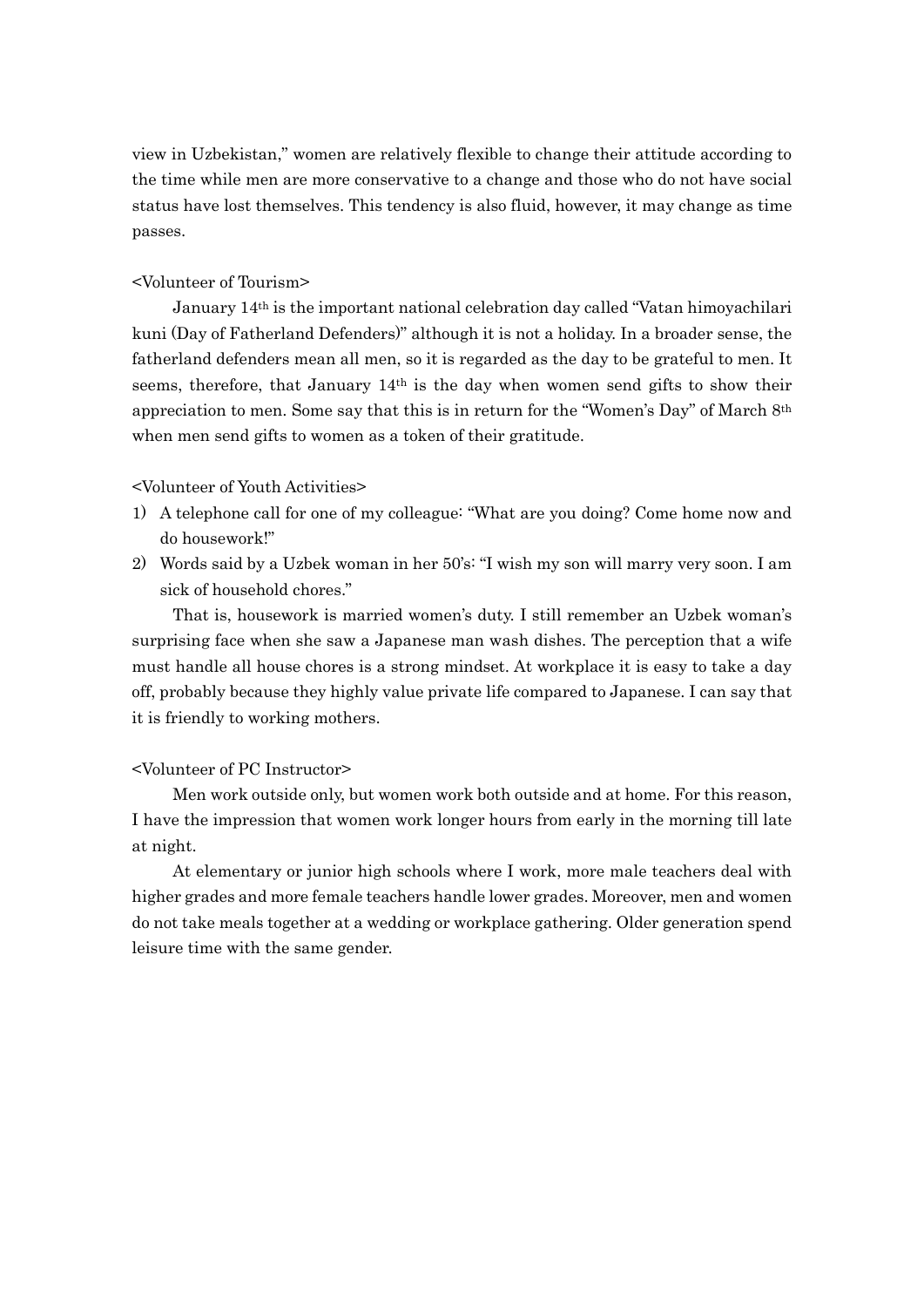view in Uzbekistan," women are relatively flexible to change their attitude according to the time while men are more conservative to a change and those who do not have social status have lost themselves. This tendency is also fluid, however, it may change as time passes.

<Volunteer of Tourism>

January 14th is the important national celebration day called "Vatan himoyachilari kuni (Day of Fatherland Defenders)" although it is not a holiday. In a broader sense, the fatherland defenders mean all men, so it is regarded as the day to be grateful to men. It seems, therefore, that January 14th is the day when women send gifts to show their appreciation to men. Some say that this is in return for the "Women's Day" of March 8th when men send gifts to women as a token of their gratitude.

<Volunteer of Youth Activities>

1) A telephone call for one of my colleague: "What are you doing? Come home now and do housework!"
2) Words said by a Uzbek woman in her 50's: "I wish my son will marry very soon. I am sick of household chores."

That is, housework is married women's duty. I still remember an Uzbek woman's surprising face when she saw a Japanese man wash dishes. The perception that a wife must handle all house chores is a strong mindset. At workplace it is easy to take a day off, probably because they highly value private life compared to Japanese. I can say that it is friendly to working mothers.

<Volunteer of PC Instructor>

Men work outside only, but women work both outside and at home. For this reason, I have the impression that women work longer hours from early in the morning till late at night.

At elementary or junior high schools where I work, more male teachers deal with higher grades and more female teachers handle lower grades. Moreover, men and women do not take meals together at a wedding or workplace gathering. Older generation spend leisure time with the same gender.